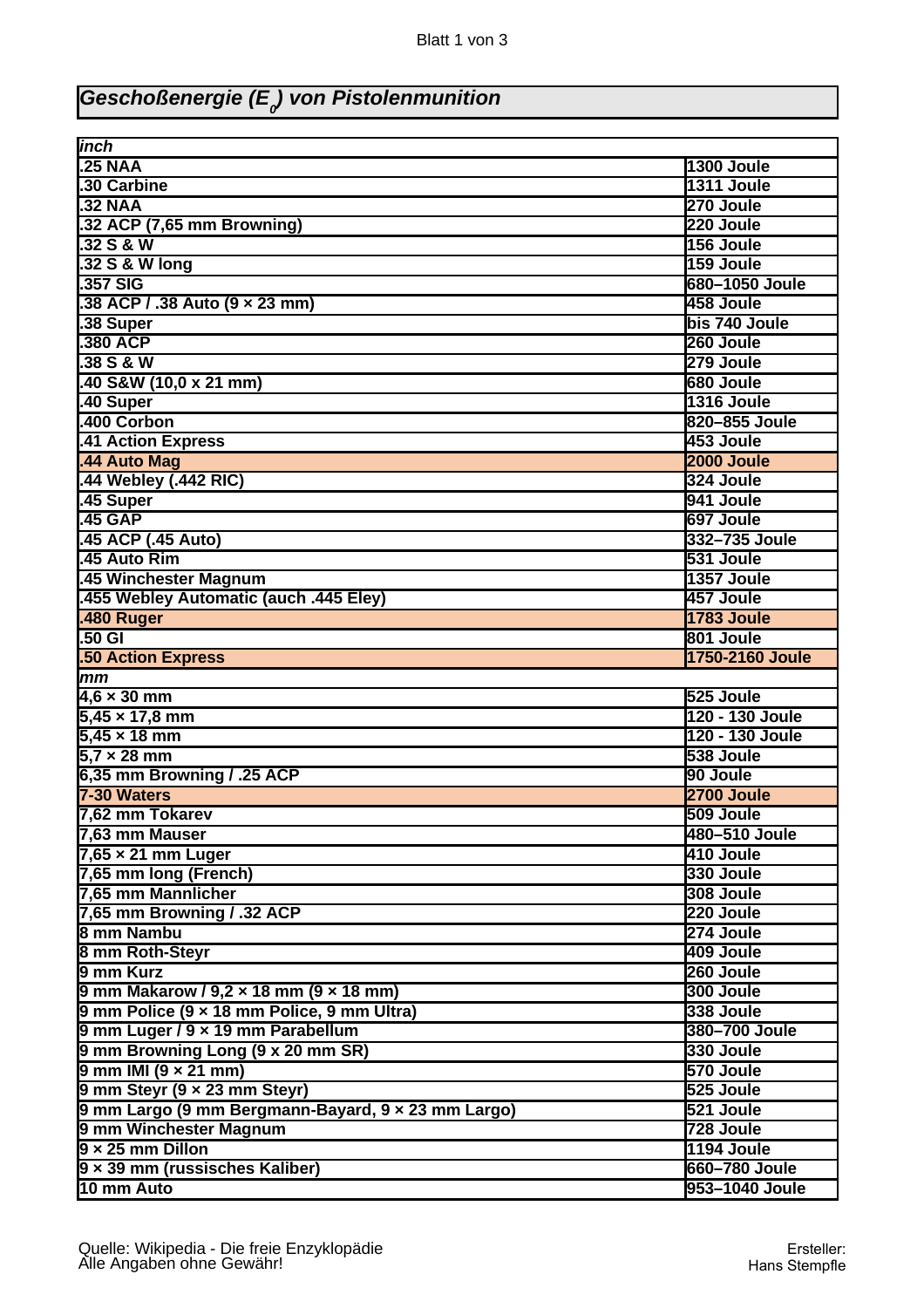# *Geschoßenergie ($E_0$) von Pistolenmunition*

| *inch* | |
|---|---|
| **.25 NAA** | **1300 Joule** |
| **.30 Carbine** | **1311 Joule** |
| **.32 NAA** | **270 Joule** |
| **.32 ACP (7,65 mm Browning)** | **220 Joule** |
| **.32 S & W** | **156 Joule** |
| **.32 S & W long** | **159 Joule** |
| **.357 SIG** | **680–1050 Joule** |
| **.38 ACP / .38 Auto (9 × 23 mm)** | **458 Joule** |
| **.38 Super** | **bis 740 Joule** |
| **.380 ACP** | **260 Joule** |
| **.38 S & W** | **279 Joule** |
| **.40 S&W (10,0 x 21 mm)** | **680 Joule** |
| **.40 Super** | **1316 Joule** |
| **.400 Corbon** | **820–855 Joule** |
| **.41 Action Express** | **453 Joule** |
| **.44 Auto Mag** | **2000 Joule** |
| **.44 Webley (.442 RIC)** | **324 Joule** |
| **.45 Super** | **941 Joule** |
| **.45 GAP** | **697 Joule** |
| **.45 ACP (.45 Auto)** | **332–735 Joule** |
| **.45 Auto Rim** | **531 Joule** |
| **.45 Winchester Magnum** | **1357 Joule** |
| **.455 Webley Automatic (auch .445 Eley)** | **457 Joule** |
| **.480 Ruger** | **1783 Joule** |
| **.50 GI** | **801 Joule** |
| **.50 Action Express** | **1750-2160 Joule** |
| *mm* | |
| **4,6 × 30 mm** | **525 Joule** |
| **5,45 × 17,8 mm** | **120 - 130 Joule** |
| **5,45 × 18 mm** | **120 - 130 Joule** |
| **5,7 × 28 mm** | **538 Joule** |
| **6,35 mm Browning / .25 ACP** | **90 Joule** |
| **7-30 Waters** | **2700 Joule** |
| **7,62 mm Tokarev** | **509 Joule** |
| **7,63 mm Mauser** | **480–510 Joule** |
| **7,65 × 21 mm Luger** | **410 Joule** |
| **7,65 mm long (French)** | **330 Joule** |
| **7,65 mm Mannlicher** | **308 Joule** |
| **7,65 mm Browning / .32 ACP** | **220 Joule** |
| **8 mm Nambu** | **274 Joule** |
| **8 mm Roth-Steyr** | **409 Joule** |
| **9 mm Kurz** | **260 Joule** |
| **9 mm Makarow / 9,2 × 18 mm (9 × 18 mm)** | **300 Joule** |
| **9 mm Police (9 × 18 mm Police, 9 mm Ultra)** | **338 Joule** |
| **9 mm Luger / 9 × 19 mm Parabellum** | **380–700 Joule** |
| **9 mm Browning Long (9 x 20 mm SR)** | **330 Joule** |
| **9 mm IMI (9 × 21 mm)** | **570 Joule** |
| **9 mm Steyr (9 × 23 mm Steyr)** | **525 Joule** |
| **9 mm Largo (9 mm Bergmann-Bayard, 9 × 23 mm Largo)** | **521 Joule** |
| **9 mm Winchester Magnum** | **728 Joule** |
| **9 × 25 mm Dillon** | **1194 Joule** |
| **9 × 39 mm (russisches Kaliber)** | **660–780 Joule** |
| **10 mm Auto** | **953–1040 Joule** |

Quelle: Wikipedia - Die freie Enzyklopädie
Alle Angaben ohne Gewähr!

Ersteller:
Hans Stempfle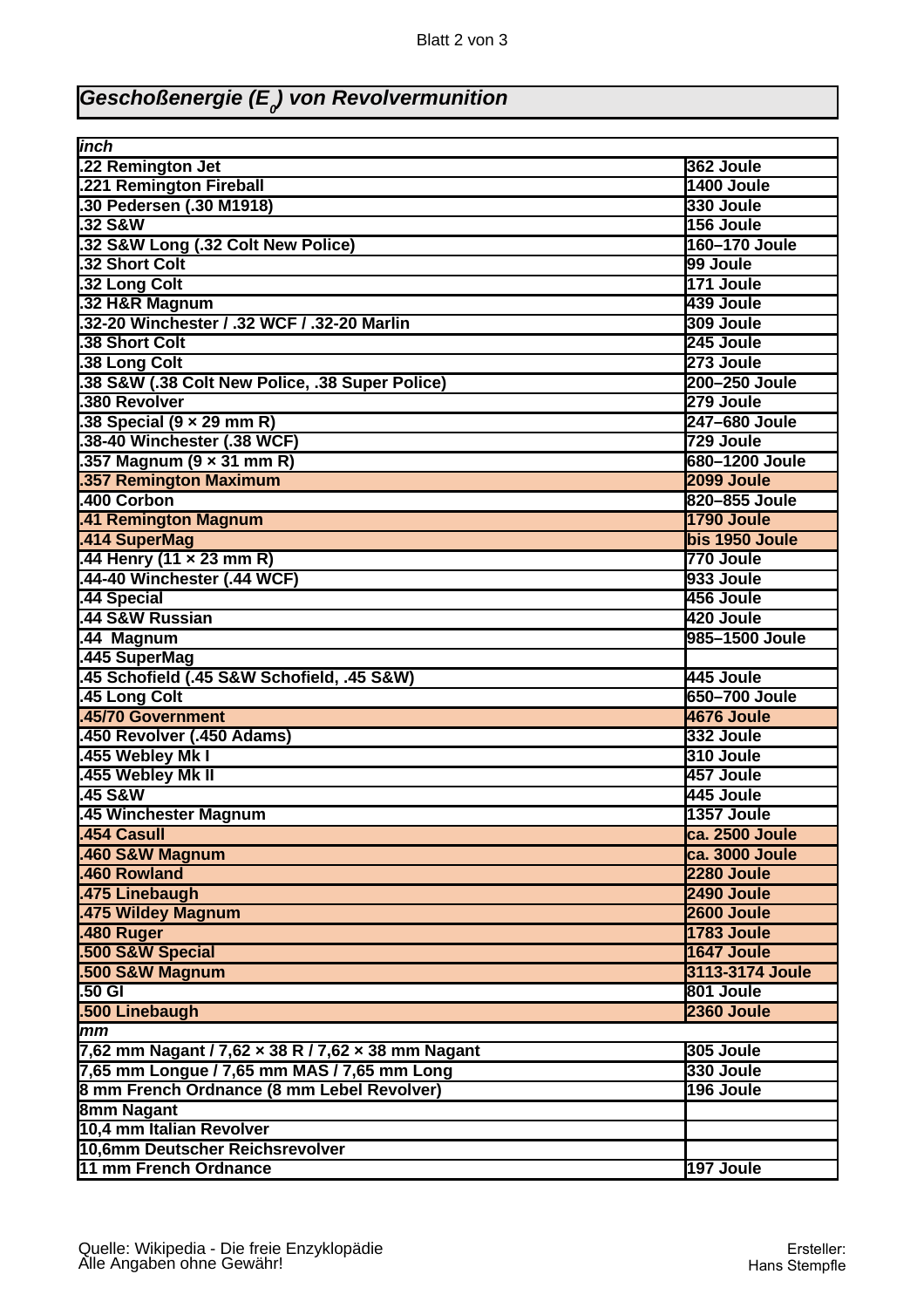## *Geschoßenergie ($E_0$) von Revolvermunition*

| *inch* | |
|---|---|
| .22 Remington Jet | 362 Joule |
| .221 Remington Fireball | 1400 Joule |
| .30 Pedersen (.30 M1918) | 330 Joule |
| .32 S&W | 156 Joule |
| .32 S&W Long (.32 Colt New Police) | 160–170 Joule |
| .32 Short Colt | 99 Joule |
| .32 Long Colt | 171 Joule |
| .32 H&R Magnum | 439 Joule |
| .32-20 Winchester / .32 WCF / .32-20 Marlin | 309 Joule |
| .38 Short Colt | 245 Joule |
| .38 Long Colt | 273 Joule |
| .38 S&W (.38 Colt New Police, .38 Super Police) | 200–250 Joule |
| .380 Revolver | 279 Joule |
| .38 Special (9 × 29 mm R) | 247–680 Joule |
| .38-40 Winchester (.38 WCF) | 729 Joule |
| .357 Magnum (9 × 31 mm R) | 680–1200 Joule |
| .357 Remington Maximum | 2099 Joule |
| .400 Corbon | 820–855 Joule |
| .41 Remington Magnum | 1790 Joule |
| .414 SuperMag | bis 1950 Joule |
| .44 Henry (11 × 23 mm R) | 770 Joule |
| .44-40 Winchester (.44 WCF) | 933 Joule |
| .44 Special | 456 Joule |
| .44 S&W Russian | 420 Joule |
| .44 Magnum | 985–1500 Joule |
| .445 SuperMag | |
| .45 Schofield (.45 S&W Schofield, .45 S&W) | 445 Joule |
| .45 Long Colt | 650–700 Joule |
| .45/70 Government | 4676 Joule |
| .450 Revolver (.450 Adams) | 332 Joule |
| .455 Webley Mk I | 310 Joule |
| .455 Webley Mk II | 457 Joule |
| .45 S&W | 445 Joule |
| .45 Winchester Magnum | 1357 Joule |
| .454 Casull | ca. 2500 Joule |
| .460 S&W Magnum | ca. 3000 Joule |
| .460 Rowland | 2280 Joule |
| .475 Linebaugh | 2490 Joule |
| .475 Wildey Magnum | 2600 Joule |
| .480 Ruger | 1783 Joule |
| .500 S&W Special | 1647 Joule |
| .500 S&W Magnum | 3113-3174 Joule |
| .50 GI | 801 Joule |
| .500 Linebaugh | 2360 Joule |
| *mm* | |
| 7,62 mm Nagant / 7,62 × 38 R / 7,62 × 38 mm Nagant | 305 Joule |
| 7,65 mm Longue / 7,65 mm MAS / 7,65 mm Long | 330 Joule |
| 8 mm French Ordnance (8 mm Lebel Revolver) | 196 Joule |
| 8mm Nagant | |
| 10,4 mm Italian Revolver | |
| 10,6mm Deutscher Reichsrevolver | |
| 11 mm French Ordnance | 197 Joule |

Quelle: Wikipedia - Die freie Enzyklopädie
Alle Angaben ohne Gewähr!

Ersteller:
Hans Stempfle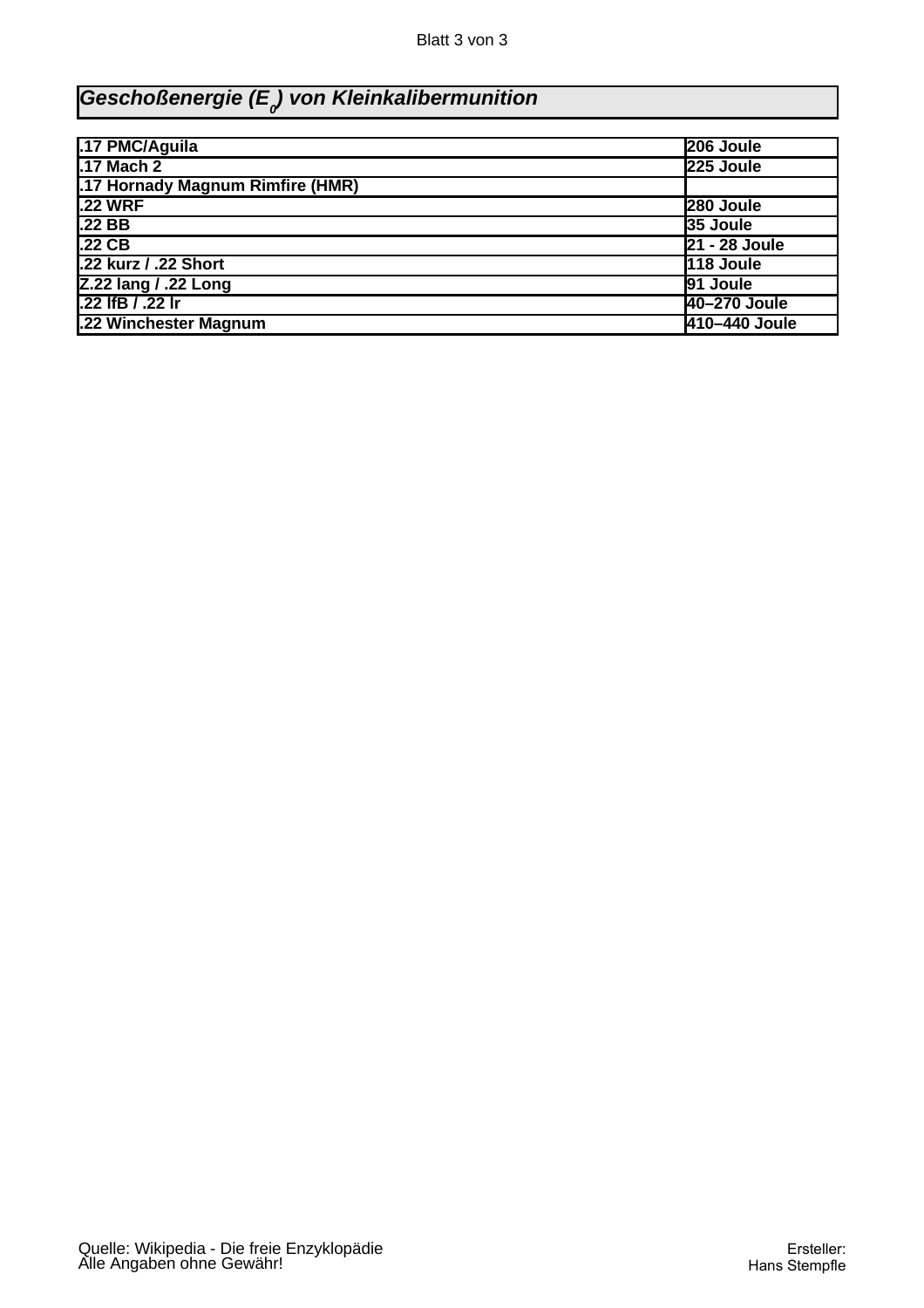## *Geschoßenergie ($E_0$) von Kleinkalibermunition*

| | |
|---|---|
| **.17 PMC/Aguila** | **206 Joule** |
| **.17 Mach 2** | **225 Joule** |
| **.17 Hornady Magnum Rimfire (HMR)** | |
| **.22 WRF** | **280 Joule** |
| **.22 BB** | **35 Joule** |
| **.22 CB** | **21 - 28 Joule** |
| **.22 kurz / .22 Short** | **118 Joule** |
| **Z.22 lang / .22 Long** | **91 Joule** |
| **.22 lfB / .22 lr** | **40–270 Joule** |
| **.22 Winchester Magnum** | **410–440 Joule** |

Quelle: Wikipedia - Die freie Enzyklopädie
Alle Angaben ohne Gewähr!

Ersteller:
Hans Stempfle